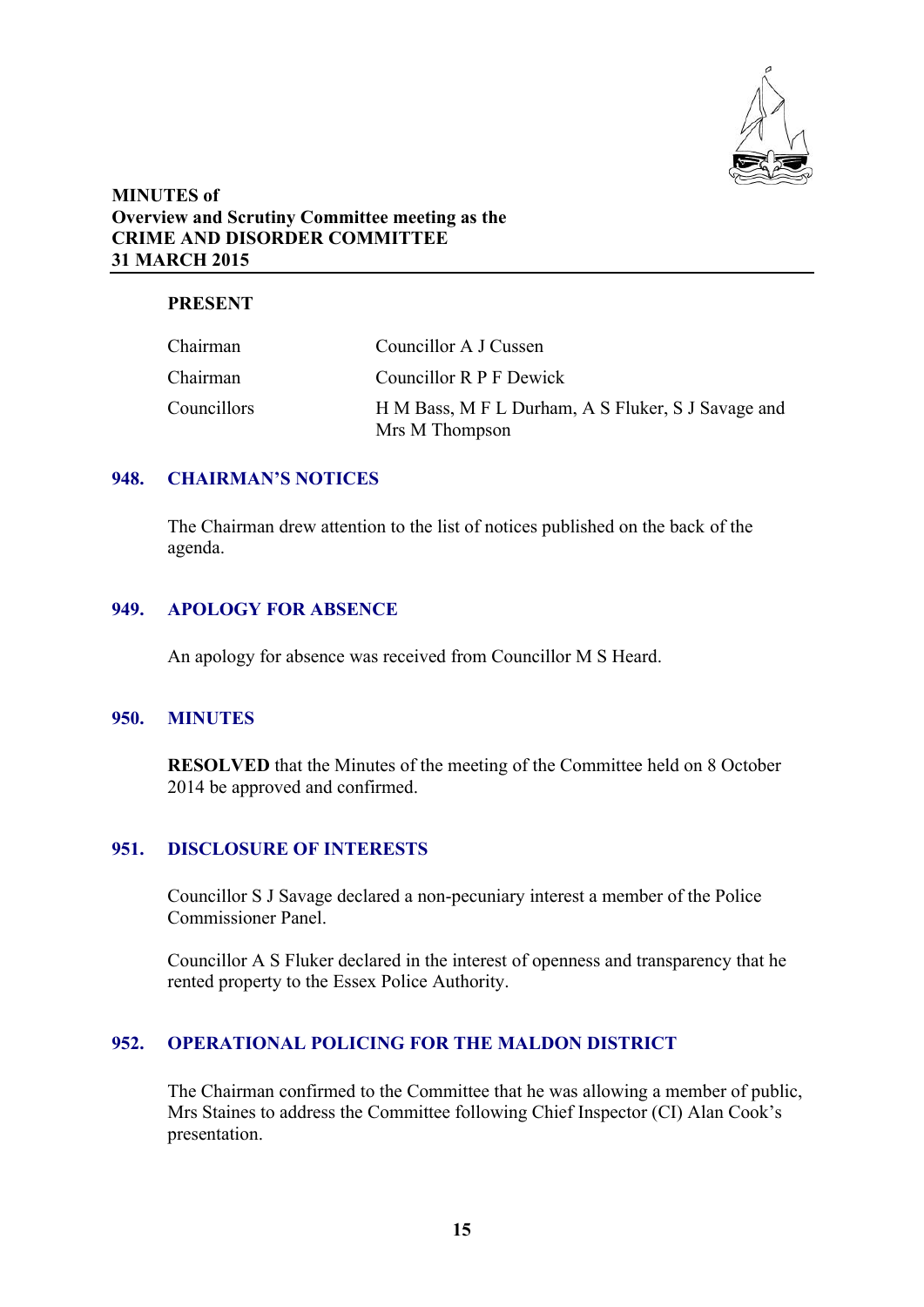**MINUTES of**
**Overview and Scrutiny Committee meeting as the**
**CRIME AND DISORDER COMMITTEE**
**31 MARCH 2015**

**PRESENT**

| | |
|---|---|
| Chairman | Councillor A J Cussen |
| Chairman | Councillor R P F Dewick |
| Councillors | H M Bass, M F L Durham, A S Fluker, S J Savage and Mrs M Thompson |

## 948. CHAIRMAN'S NOTICES

The Chairman drew attention to the list of notices published on the back of the agenda.

## 949. APOLOGY FOR ABSENCE

An apology for absence was received from Councillor M S Heard.

## 950. MINUTES

**RESOLVED** that the Minutes of the meeting of the Committee held on 8 October 2014 be approved and confirmed.

## 951. DISCLOSURE OF INTERESTS

Councillor S J Savage declared a non-pecuniary interest a member of the Police Commissioner Panel.

Councillor A S Fluker declared in the interest of openness and transparency that he rented property to the Essex Police Authority.

## 952. OPERATIONAL POLICING FOR THE MALDON DISTRICT

The Chairman confirmed to the Committee that he was allowing a member of public, Mrs Staines to address the Committee following Chief Inspector (CI) Alan Cook's presentation.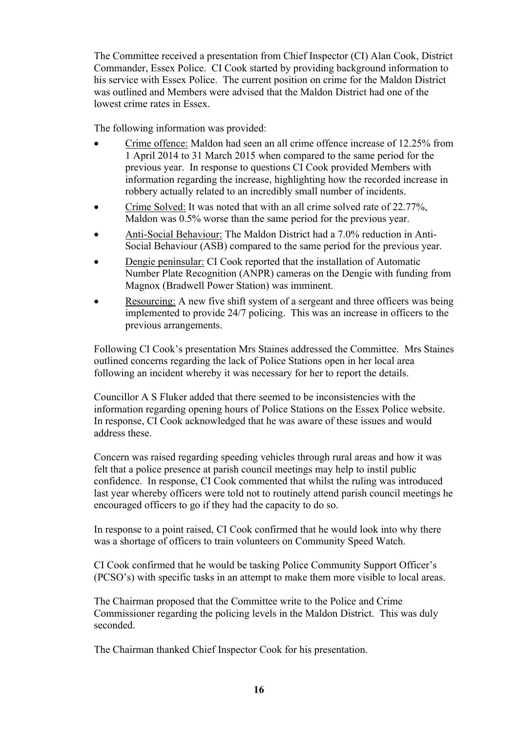The Committee received a presentation from Chief Inspector (CI) Alan Cook, District Commander, Essex Police. CI Cook started by providing background information to his service with Essex Police. The current position on crime for the Maldon District was outlined and Members were advised that the Maldon District had one of the lowest crime rates in Essex.

The following information was provided:

- Crime offence: Maldon had seen an all crime offence increase of 12.25% from 1 April 2014 to 31 March 2015 when compared to the same period for the previous year. In response to questions CI Cook provided Members with information regarding the increase, highlighting how the recorded increase in robbery actually related to an incredibly small number of incidents.
- Crime Solved: It was noted that with an all crime solved rate of 22.77%, Maldon was 0.5% worse than the same period for the previous year.
- Anti-Social Behaviour: The Maldon District had a 7.0% reduction in Anti-Social Behaviour (ASB) compared to the same period for the previous year.
- Dengie peninsular: CI Cook reported that the installation of Automatic Number Plate Recognition (ANPR) cameras on the Dengie with funding from Magnox (Bradwell Power Station) was imminent.
- Resourcing: A new five shift system of a sergeant and three officers was being implemented to provide 24/7 policing. This was an increase in officers to the previous arrangements.

Following CI Cook's presentation Mrs Staines addressed the Committee. Mrs Staines outlined concerns regarding the lack of Police Stations open in her local area following an incident whereby it was necessary for her to report the details.

Councillor A S Fluker added that there seemed to be inconsistencies with the information regarding opening hours of Police Stations on the Essex Police website. In response, CI Cook acknowledged that he was aware of these issues and would address these.

Concern was raised regarding speeding vehicles through rural areas and how it was felt that a police presence at parish council meetings may help to instil public confidence. In response, CI Cook commented that whilst the ruling was introduced last year whereby officers were told not to routinely attend parish council meetings he encouraged officers to go if they had the capacity to do so.

In response to a point raised, CI Cook confirmed that he would look into why there was a shortage of officers to train volunteers on Community Speed Watch.

CI Cook confirmed that he would be tasking Police Community Support Officer's (PCSO's) with specific tasks in an attempt to make them more visible to local areas.

The Chairman proposed that the Committee write to the Police and Crime Commissioner regarding the policing levels in the Maldon District. This was duly seconded.

The Chairman thanked Chief Inspector Cook for his presentation.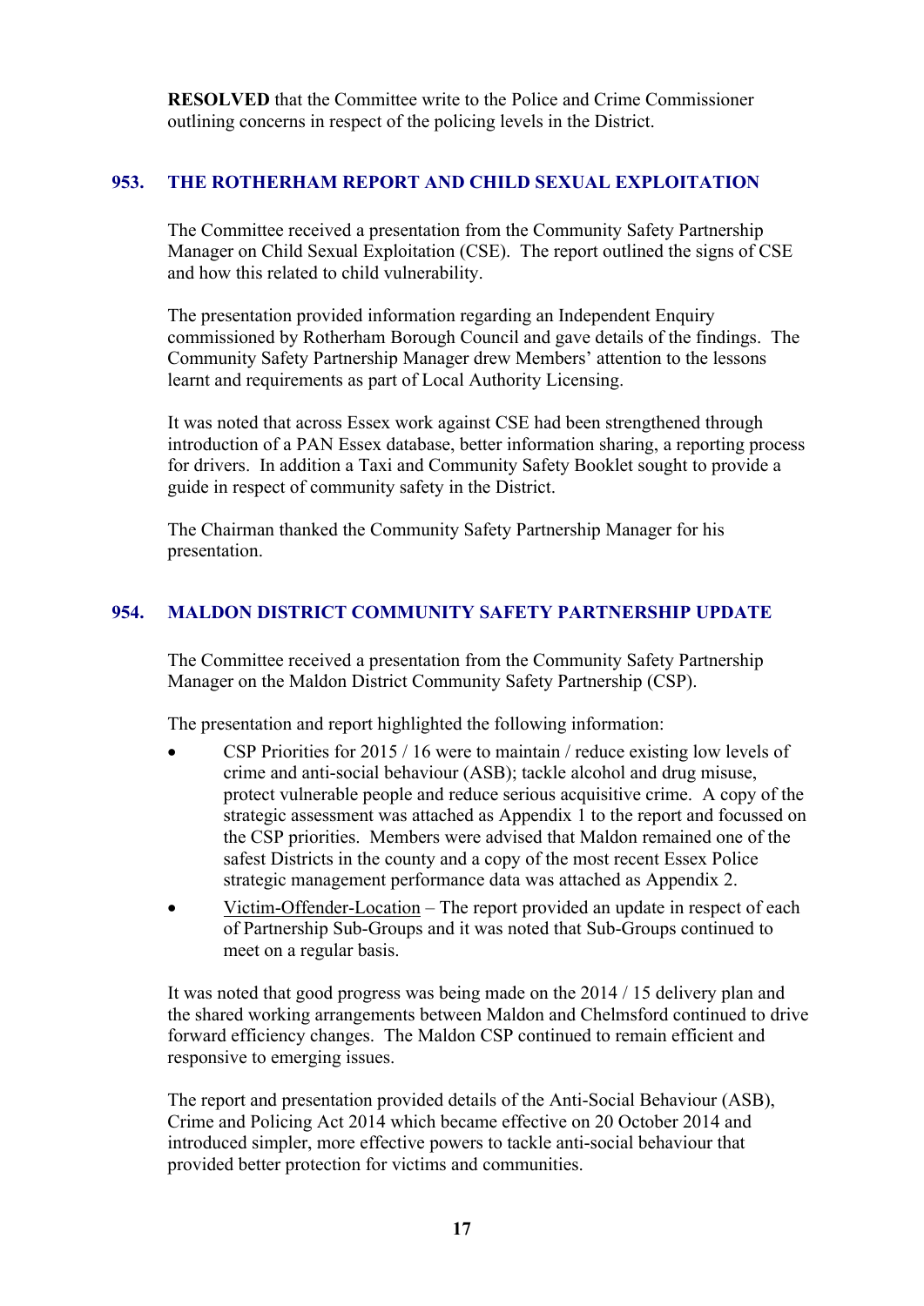**RESOLVED** that the Committee write to the Police and Crime Commissioner outlining concerns in respect of the policing levels in the District.

## 953. THE ROTHERHAM REPORT AND CHILD SEXUAL EXPLOITATION

The Committee received a presentation from the Community Safety Partnership Manager on Child Sexual Exploitation (CSE). The report outlined the signs of CSE and how this related to child vulnerability.

The presentation provided information regarding an Independent Enquiry commissioned by Rotherham Borough Council and gave details of the findings. The Community Safety Partnership Manager drew Members' attention to the lessons learnt and requirements as part of Local Authority Licensing.

It was noted that across Essex work against CSE had been strengthened through introduction of a PAN Essex database, better information sharing, a reporting process for drivers. In addition a Taxi and Community Safety Booklet sought to provide a guide in respect of community safety in the District.

The Chairman thanked the Community Safety Partnership Manager for his presentation.

## 954. MALDON DISTRICT COMMUNITY SAFETY PARTNERSHIP UPDATE

The Committee received a presentation from the Community Safety Partnership Manager on the Maldon District Community Safety Partnership (CSP).

The presentation and report highlighted the following information:

- CSP Priorities for 2015 / 16 were to maintain / reduce existing low levels of crime and anti-social behaviour (ASB); tackle alcohol and drug misuse, protect vulnerable people and reduce serious acquisitive crime. A copy of the strategic assessment was attached as Appendix 1 to the report and focussed on the CSP priorities. Members were advised that Maldon remained one of the safest Districts in the county and a copy of the most recent Essex Police strategic management performance data was attached as Appendix 2.
- Victim-Offender-Location – The report provided an update in respect of each of Partnership Sub-Groups and it was noted that Sub-Groups continued to meet on a regular basis.

It was noted that good progress was being made on the 2014 / 15 delivery plan and the shared working arrangements between Maldon and Chelmsford continued to drive forward efficiency changes. The Maldon CSP continued to remain efficient and responsive to emerging issues.

The report and presentation provided details of the Anti-Social Behaviour (ASB), Crime and Policing Act 2014 which became effective on 20 October 2014 and introduced simpler, more effective powers to tackle anti-social behaviour that provided better protection for victims and communities.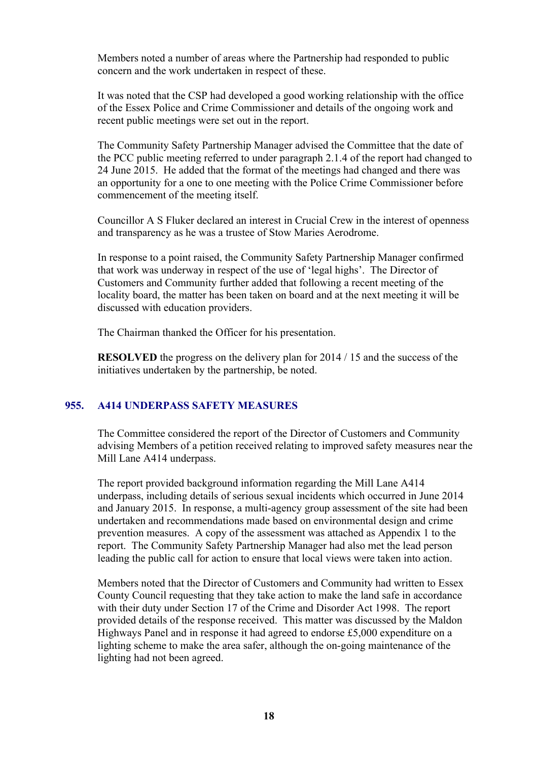Members noted a number of areas where the Partnership had responded to public concern and the work undertaken in respect of these.

It was noted that the CSP had developed a good working relationship with the office of the Essex Police and Crime Commissioner and details of the ongoing work and recent public meetings were set out in the report.

The Community Safety Partnership Manager advised the Committee that the date of the PCC public meeting referred to under paragraph 2.1.4 of the report had changed to 24 June 2015. He added that the format of the meetings had changed and there was an opportunity for a one to one meeting with the Police Crime Commissioner before commencement of the meeting itself.

Councillor A S Fluker declared an interest in Crucial Crew in the interest of openness and transparency as he was a trustee of Stow Maries Aerodrome.

In response to a point raised, the Community Safety Partnership Manager confirmed that work was underway in respect of the use of 'legal highs'. The Director of Customers and Community further added that following a recent meeting of the locality board, the matter has been taken on board and at the next meeting it will be discussed with education providers.

The Chairman thanked the Officer for his presentation.

**RESOLVED** the progress on the delivery plan for 2014 / 15 and the success of the initiatives undertaken by the partnership, be noted.

## 955. A414 UNDERPASS SAFETY MEASURES

The Committee considered the report of the Director of Customers and Community advising Members of a petition received relating to improved safety measures near the Mill Lane A414 underpass.

The report provided background information regarding the Mill Lane A414 underpass, including details of serious sexual incidents which occurred in June 2014 and January 2015. In response, a multi-agency group assessment of the site had been undertaken and recommendations made based on environmental design and crime prevention measures. A copy of the assessment was attached as Appendix 1 to the report. The Community Safety Partnership Manager had also met the lead person leading the public call for action to ensure that local views were taken into action.

Members noted that the Director of Customers and Community had written to Essex County Council requesting that they take action to make the land safe in accordance with their duty under Section 17 of the Crime and Disorder Act 1998. The report provided details of the response received. This matter was discussed by the Maldon Highways Panel and in response it had agreed to endorse £5,000 expenditure on a lighting scheme to make the area safer, although the on-going maintenance of the lighting had not been agreed.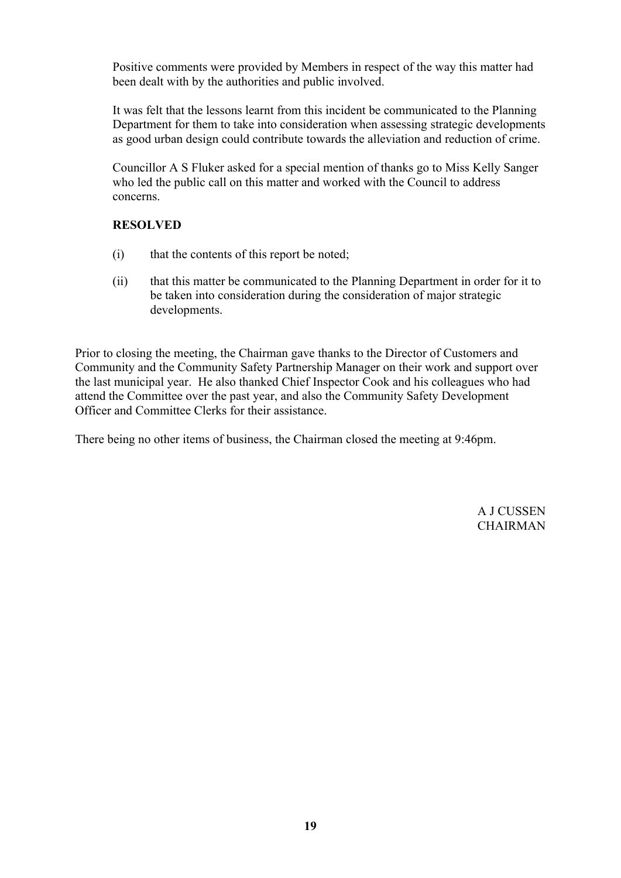Positive comments were provided by Members in respect of the way this matter had been dealt with by the authorities and public involved.

It was felt that the lessons learnt from this incident be communicated to the Planning Department for them to take into consideration when assessing strategic developments as good urban design could contribute towards the alleviation and reduction of crime.

Councillor A S Fluker asked for a special mention of thanks go to Miss Kelly Sanger who led the public call on this matter and worked with the Council to address concerns.

**RESOLVED**

(i) that the contents of this report be noted;

(ii) that this matter be communicated to the Planning Department in order for it to be taken into consideration during the consideration of major strategic developments.

Prior to closing the meeting, the Chairman gave thanks to the Director of Customers and Community and the Community Safety Partnership Manager on their work and support over the last municipal year. He also thanked Chief Inspector Cook and his colleagues who had attend the Committee over the past year, and also the Community Safety Development Officer and Committee Clerks for their assistance.

There being no other items of business, the Chairman closed the meeting at 9:46pm.

A J CUSSEN
CHAIRMAN